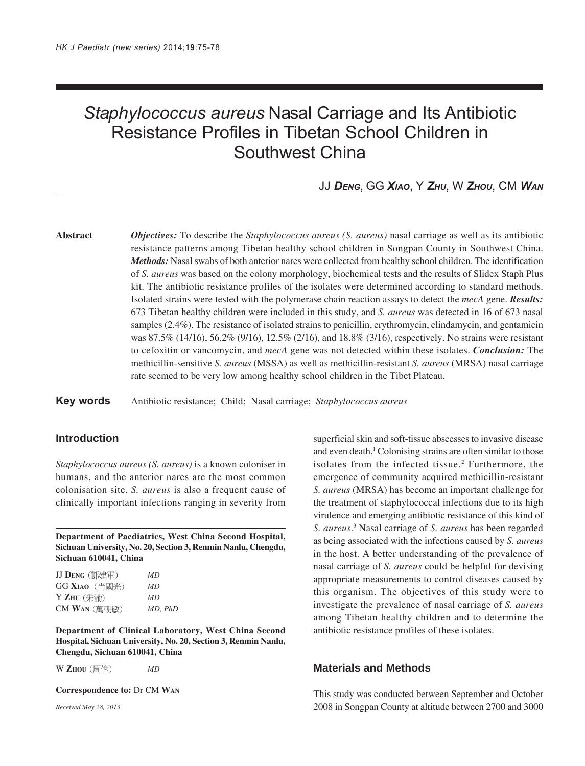# *Staphylococcus aureus* Nasal Carriage and Its Antibiotic Resistance Profiles in Tibetan School Children in Southwest China

JJ ***Deng***, GG ***Xiao***, Y ***Zhu***, W ***Zhou***, CM ***Wan***

**Abstract**

***Objectives:*** To describe the *Staphylococcus aureus (S. aureus)* nasal carriage as well as its antibiotic resistance patterns among Tibetan healthy school children in Songpan County in Southwest China. ***Methods:*** Nasal swabs of both anterior nares were collected from healthy school children. The identification of *S. aureus* was based on the colony morphology, biochemical tests and the results of Slidex Staph Plus kit. The antibiotic resistance profiles of the isolates were determined according to standard methods. Isolated strains were tested with the polymerase chain reaction assays to detect the *mecA* gene. ***Results:*** 673 Tibetan healthy children were included in this study, and *S. aureus* was detected in 16 of 673 nasal samples (2.4%). The resistance of isolated strains to penicillin, erythromycin, clindamycin, and gentamicin was 87.5% (14/16), 56.2% (9/16), 12.5% (2/16), and 18.8% (3/16), respectively. No strains were resistant to cefoxitin or vancomycin, and *mecA* gene was not detected within these isolates. ***Conclusion:*** The methicillin-sensitive *S. aureus* (MSSA) as well as methicillin-resistant *S. aureus* (MRSA) nasal carriage rate seemed to be very low among healthy school children in the Tibet Plateau.

**Key words** Antibiotic resistance; Child; Nasal carriage; *Staphylococcus aureus*

## Introduction

*Staphylococcus aureus (S. aureus)* is a known coloniser in humans, and the anterior nares are the most common colonisation site. *S. aureus* is also a frequent cause of clinically important infections ranging in severity from superficial skin and soft-tissue abscesses to invasive disease and even death.[1] Colonising strains are often similar to those isolates from the infected tissue.[2] Furthermore, the emergence of community acquired methicillin-resistant *S. aureus* (MRSA) has become an important challenge for the treatment of staphylococcal infections due to its high virulence and emerging antibiotic resistance of this kind of *S. aureus*.[3] Nasal carriage of *S. aureus* has been regarded as being associated with the infections caused by *S. aureus* in the host. A better understanding of the prevalence of nasal carriage of *S. aureus* could be helpful for devising appropriate measurements to control diseases caused by this organism. The objectives of this study were to investigate the prevalence of nasal carriage of *S. aureus* among Tibetan healthy children and to determine the antibiotic resistance profiles of these isolates.

## Materials and Methods

This study was conducted between September and October 2008 in Songpan County at altitude between 2700 and 3000

**Department of Paediatrics, West China Second Hospital, Sichuan University, No. 20, Section 3, Renmin Nanlu, Chengdu, Sichuan 610041, China**

JJ **Deng** (鄧建軍) *MD*
GG **Xiao** (肖國光) *MD*
Y **Zhu** (朱渝) *MD*
CM **Wan** (萬朝敏) *MD, PhD*

**Department of Clinical Laboratory, West China Second Hospital, Sichuan University, No. 20, Section 3, Renmin Nanlu, Chengdu, Sichuan 610041, China**

W **Zhou** (周偉) *MD*

**Correspondence to:** Dr CM **Wan**

*Received May 28, 2013*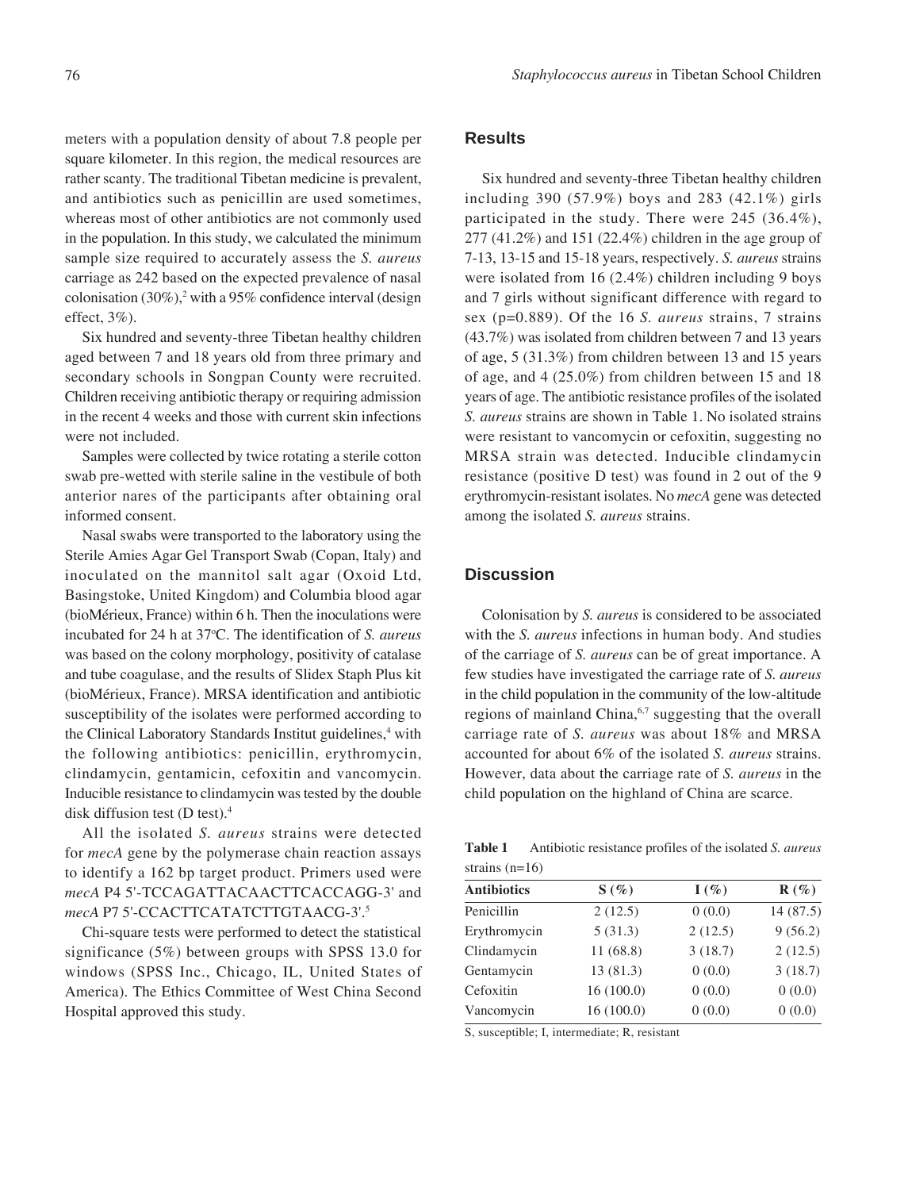meters with a population density of about 7.8 people per square kilometer. In this region, the medical resources are rather scanty. The traditional Tibetan medicine is prevalent, and antibiotics such as penicillin are used sometimes, whereas most of other antibiotics are not commonly used in the population. In this study, we calculated the minimum sample size required to accurately assess the *S. aureus* carriage as 242 based on the expected prevalence of nasal colonisation (30%),[2] with a 95% confidence interval (design effect, 3%).

Six hundred and seventy-three Tibetan healthy children aged between 7 and 18 years old from three primary and secondary schools in Songpan County were recruited. Children receiving antibiotic therapy or requiring admission in the recent 4 weeks and those with current skin infections were not included.

Samples were collected by twice rotating a sterile cotton swab pre-wetted with sterile saline in the vestibule of both anterior nares of the participants after obtaining oral informed consent.

Nasal swabs were transported to the laboratory using the Sterile Amies Agar Gel Transport Swab (Copan, Italy) and inoculated on the mannitol salt agar (Oxoid Ltd, Basingstoke, United Kingdom) and Columbia blood agar (bioMérieux, France) within 6 h. Then the inoculations were incubated for 24 h at 37°C. The identification of *S. aureus* was based on the colony morphology, positivity of catalase and tube coagulase, and the results of Slidex Staph Plus kit (bioMérieux, France). MRSA identification and antibiotic susceptibility of the isolates were performed according to the Clinical Laboratory Standards Institut guidelines,[4] with the following antibiotics: penicillin, erythromycin, clindamycin, gentamicin, cefoxitin and vancomycin. Inducible resistance to clindamycin was tested by the double disk diffusion test (D test).[4]

All the isolated *S. aureus* strains were detected for *mecA* gene by the polymerase chain reaction assays to identify a 162 bp target product. Primers used were *mecA* P4 5'-TCCAGATTACAACTTCACCAGG-3' and *mecA* P7 5'-CCACTTCATATCTTGTAACG-3'.[5]

Chi-square tests were performed to detect the statistical significance (5%) between groups with SPSS 13.0 for windows (SPSS Inc., Chicago, IL, United States of America). The Ethics Committee of West China Second Hospital approved this study.

## Results

Six hundred and seventy-three Tibetan healthy children including 390 (57.9%) boys and 283 (42.1%) girls participated in the study. There were 245 (36.4%), 277 (41.2%) and 151 (22.4%) children in the age group of 7-13, 13-15 and 15-18 years, respectively. *S. aureus* strains were isolated from 16 (2.4%) children including 9 boys and 7 girls without significant difference with regard to sex (p=0.889). Of the 16 *S. aureus* strains, 7 strains (43.7%) was isolated from children between 7 and 13 years of age, 5 (31.3%) from children between 13 and 15 years of age, and 4 (25.0%) from children between 15 and 18 years of age. The antibiotic resistance profiles of the isolated *S. aureus* strains are shown in Table 1. No isolated strains were resistant to vancomycin or cefoxitin, suggesting no MRSA strain was detected. Inducible clindamycin resistance (positive D test) was found in 2 out of the 9 erythromycin-resistant isolates. No *mecA* gene was detected among the isolated *S. aureus* strains.

## Discussion

Colonisation by *S. aureus* is considered to be associated with the *S. aureus* infections in human body. And studies of the carriage of *S. aureus* can be of great importance. A few studies have investigated the carriage rate of *S. aureus* in the child population in the community of the low-altitude regions of mainland China,[6,7] suggesting that the overall carriage rate of *S. aureus* was about 18% and MRSA accounted for about 6% of the isolated *S. aureus* strains. However, data about the carriage rate of *S. aureus* in the child population on the highland of China are scarce.

**Table 1** Antibiotic resistance profiles of the isolated *S. aureus* strains (n=16)

| Antibiotics | S (%) | I (%) | R (%) |
|---|---|---|---|
| Penicillin | 2 (12.5) | 0 (0.0) | 14 (87.5) |
| Erythromycin | 5 (31.3) | 2 (12.5) | 9 (56.2) |
| Clindamycin | 11 (68.8) | 3 (18.7) | 2 (12.5) |
| Gentamycin | 13 (81.3) | 0 (0.0) | 3 (18.7) |
| Cefoxitin | 16 (100.0) | 0 (0.0) | 0 (0.0) |
| Vancomycin | 16 (100.0) | 0 (0.0) | 0 (0.0) |

S, susceptible; I, intermediate; R, resistant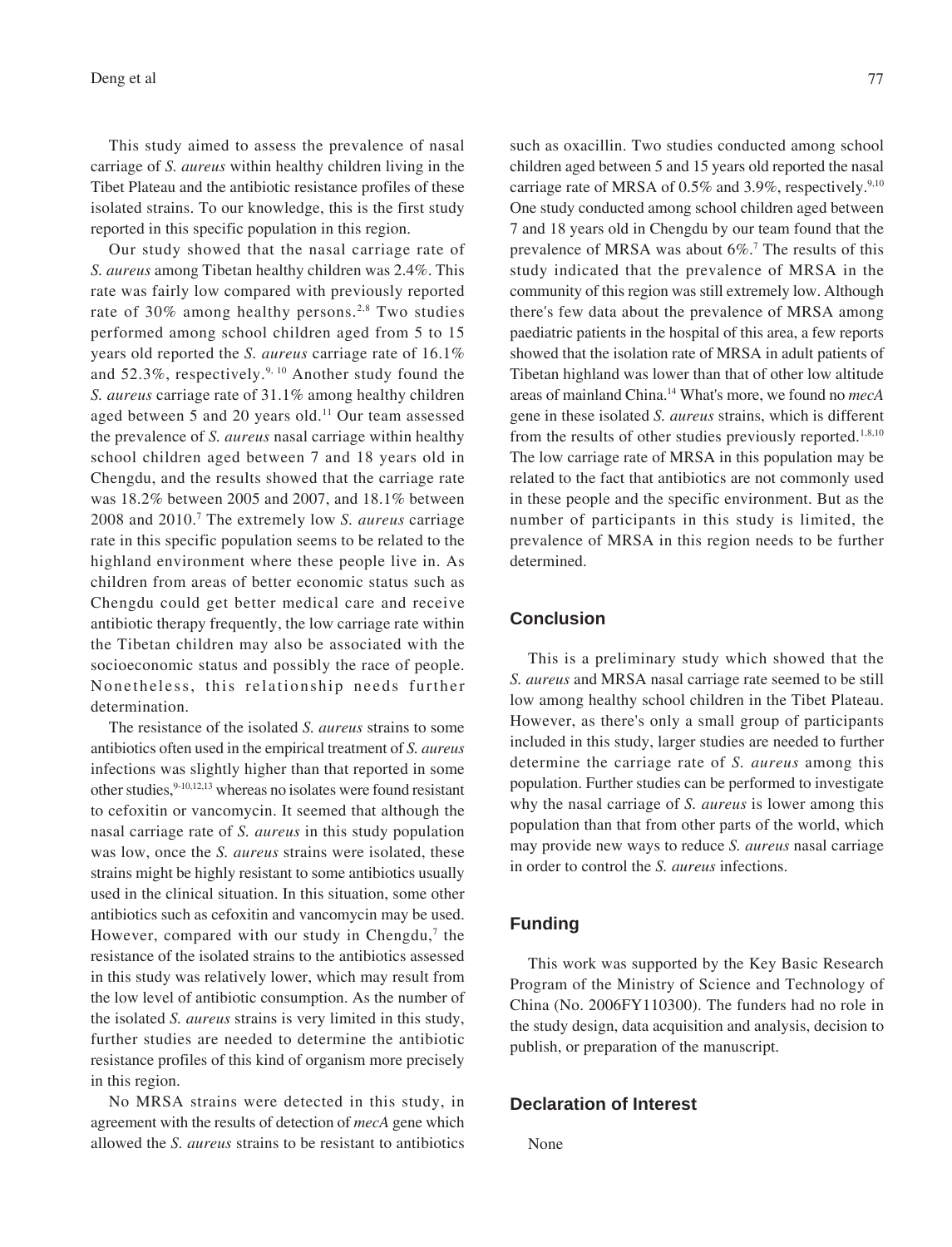This study aimed to assess the prevalence of nasal carriage of *S. aureus* within healthy children living in the Tibet Plateau and the antibiotic resistance profiles of these isolated strains. To our knowledge, this is the first study reported in this specific population in this region.

Our study showed that the nasal carriage rate of *S. aureus* among Tibetan healthy children was 2.4%. This rate was fairly low compared with previously reported rate of 30% among healthy persons.[2,8] Two studies performed among school children aged from 5 to 15 years old reported the *S. aureus* carriage rate of 16.1% and 52.3%, respectively.[9,10] Another study found the *S. aureus* carriage rate of 31.1% among healthy children aged between 5 and 20 years old.[11] Our team assessed the prevalence of *S. aureus* nasal carriage within healthy school children aged between 7 and 18 years old in Chengdu, and the results showed that the carriage rate was 18.2% between 2005 and 2007, and 18.1% between 2008 and 2010.[7] The extremely low *S. aureus* carriage rate in this specific population seems to be related to the highland environment where these people live in. As children from areas of better economic status such as Chengdu could get better medical care and receive antibiotic therapy frequently, the low carriage rate within the Tibetan children may also be associated with the socioeconomic status and possibly the race of people. Nonetheless, this relationship needs further determination.

The resistance of the isolated *S. aureus* strains to some antibiotics often used in the empirical treatment of *S. aureus* infections was slightly higher than that reported in some other studies,[9-10,12,13] whereas no isolates were found resistant to cefoxitin or vancomycin. It seemed that although the nasal carriage rate of *S. aureus* in this study population was low, once the *S. aureus* strains were isolated, these strains might be highly resistant to some antibiotics usually used in the clinical situation. In this situation, some other antibiotics such as cefoxitin and vancomycin may be used. However, compared with our study in Chengdu,[7] the resistance of the isolated strains to the antibiotics assessed in this study was relatively lower, which may result from the low level of antibiotic consumption. As the number of the isolated *S. aureus* strains is very limited in this study, further studies are needed to determine the antibiotic resistance profiles of this kind of organism more precisely in this region.

No MRSA strains were detected in this study, in agreement with the results of detection of *mecA* gene which allowed the *S. aureus* strains to be resistant to antibiotics such as oxacillin. Two studies conducted among school children aged between 5 and 15 years old reported the nasal carriage rate of MRSA of 0.5% and 3.9%, respectively.[9,10] One study conducted among school children aged between 7 and 18 years old in Chengdu by our team found that the prevalence of MRSA was about 6%.[7] The results of this study indicated that the prevalence of MRSA in the community of this region was still extremely low. Although there's few data about the prevalence of MRSA among paediatric patients in the hospital of this area, a few reports showed that the isolation rate of MRSA in adult patients of Tibetan highland was lower than that of other low altitude areas of mainland China.[14] What's more, we found no *mecA* gene in these isolated *S. aureus* strains, which is different from the results of other studies previously reported.[1,8,10] The low carriage rate of MRSA in this population may be related to the fact that antibiotics are not commonly used in these people and the specific environment. But as the number of participants in this study is limited, the prevalence of MRSA in this region needs to be further determined.

## Conclusion

This is a preliminary study which showed that the *S. aureus* and MRSA nasal carriage rate seemed to be still low among healthy school children in the Tibet Plateau. However, as there's only a small group of participants included in this study, larger studies are needed to further determine the carriage rate of *S. aureus* among this population. Further studies can be performed to investigate why the nasal carriage of *S. aureus* is lower among this population than that from other parts of the world, which may provide new ways to reduce *S. aureus* nasal carriage in order to control the *S. aureus* infections.

## Funding

This work was supported by the Key Basic Research Program of the Ministry of Science and Technology of China (No. 2006FY110300). The funders had no role in the study design, data acquisition and analysis, decision to publish, or preparation of the manuscript.

## Declaration of Interest

None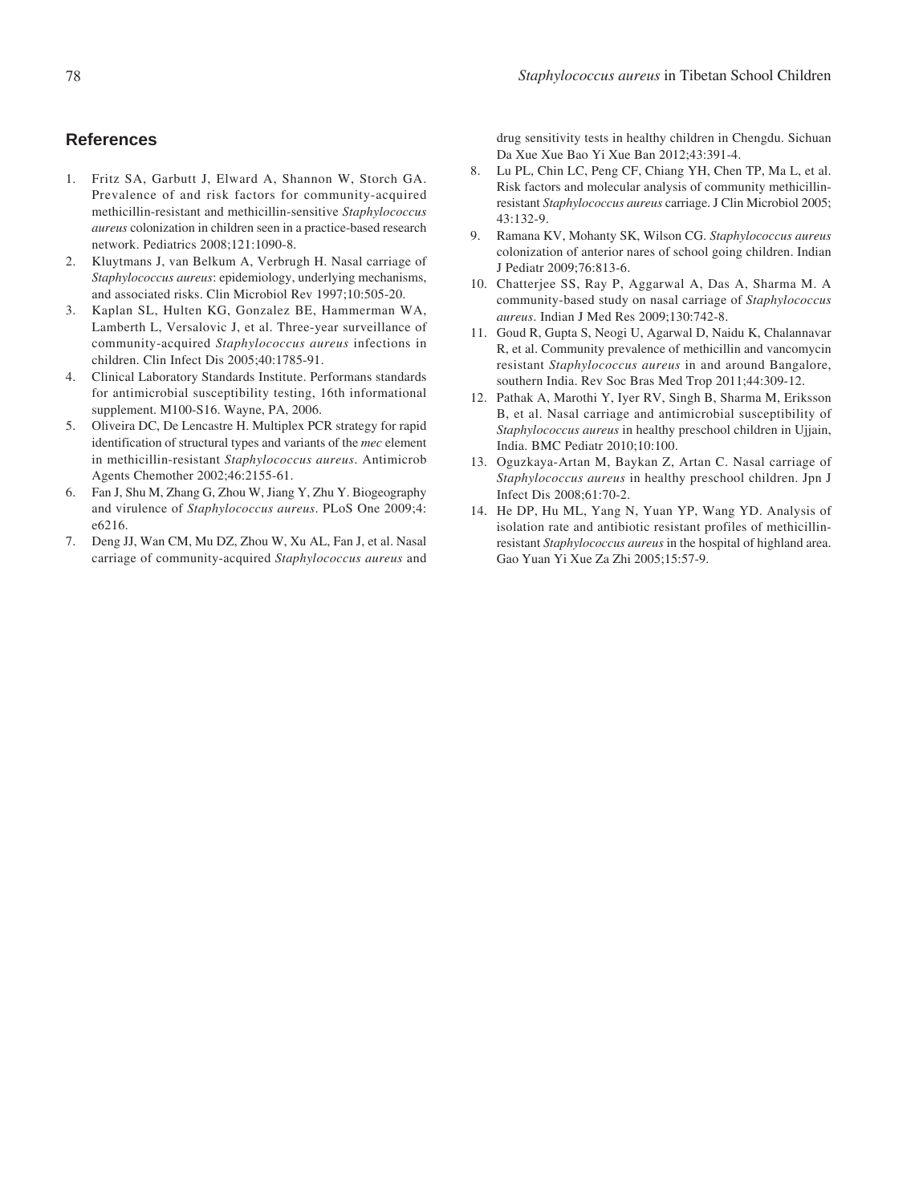## References

1. Fritz SA, Garbutt J, Elward A, Shannon W, Storch GA. Prevalence of and risk factors for community-acquired methicillin-resistant and methicillin-sensitive *Staphylococcus aureus* colonization in children seen in a practice-based research network. Pediatrics 2008;121:1090-8.
2. Kluytmans J, van Belkum A, Verbrugh H. Nasal carriage of *Staphylococcus aureus*: epidemiology, underlying mechanisms, and associated risks. Clin Microbiol Rev 1997;10:505-20.
3. Kaplan SL, Hulten KG, Gonzalez BE, Hammerman WA, Lamberth L, Versalovic J, et al. Three-year surveillance of community-acquired *Staphylococcus aureus* infections in children. Clin Infect Dis 2005;40:1785-91.
4. Clinical Laboratory Standards Institute. Performans standards for antimicrobial susceptibility testing, 16th informational supplement. M100-S16. Wayne, PA, 2006.
5. Oliveira DC, De Lencastre H. Multiplex PCR strategy for rapid identification of structural types and variants of the *mec* element in methicillin-resistant *Staphylococcus aureus*. Antimicrob Agents Chemother 2002;46:2155-61.
6. Fan J, Shu M, Zhang G, Zhou W, Jiang Y, Zhu Y. Biogeography and virulence of *Staphylococcus aureus*. PLoS One 2009;4: e6216.
7. Deng JJ, Wan CM, Mu DZ, Zhou W, Xu AL, Fan J, et al. Nasal carriage of community-acquired *Staphylococcus aureus* and drug sensitivity tests in healthy children in Chengdu. Sichuan Da Xue Xue Bao Yi Xue Ban 2012;43:391-4.
8. Lu PL, Chin LC, Peng CF, Chiang YH, Chen TP, Ma L, et al. Risk factors and molecular analysis of community methicillin-resistant *Staphylococcus aureus* carriage. J Clin Microbiol 2005; 43:132-9.
9. Ramana KV, Mohanty SK, Wilson CG. *Staphylococcus aureus* colonization of anterior nares of school going children. Indian J Pediatr 2009;76:813-6.
10. Chatterjee SS, Ray P, Aggarwal A, Das A, Sharma M. A community-based study on nasal carriage of *Staphylococcus aureus*. Indian J Med Res 2009;130:742-8.
11. Goud R, Gupta S, Neogi U, Agarwal D, Naidu K, Chalannavar R, et al. Community prevalence of methicillin and vancomycin resistant *Staphylococcus aureus* in and around Bangalore, southern India. Rev Soc Bras Med Trop 2011;44:309-12.
12. Pathak A, Marothi Y, Iyer RV, Singh B, Sharma M, Eriksson B, et al. Nasal carriage and antimicrobial susceptibility of *Staphylococcus aureus* in healthy preschool children in Ujjain, India. BMC Pediatr 2010;10:100.
13. Oguzkaya-Artan M, Baykan Z, Artan C. Nasal carriage of *Staphylococcus aureus* in healthy preschool children. Jpn J Infect Dis 2008;61:70-2.
14. He DP, Hu ML, Yang N, Yuan YP, Wang YD. Analysis of isolation rate and antibiotic resistant profiles of methicillin-resistant *Staphylococcus aureus* in the hospital of highland area. Gao Yuan Yi Xue Za Zhi 2005;15:57-9.